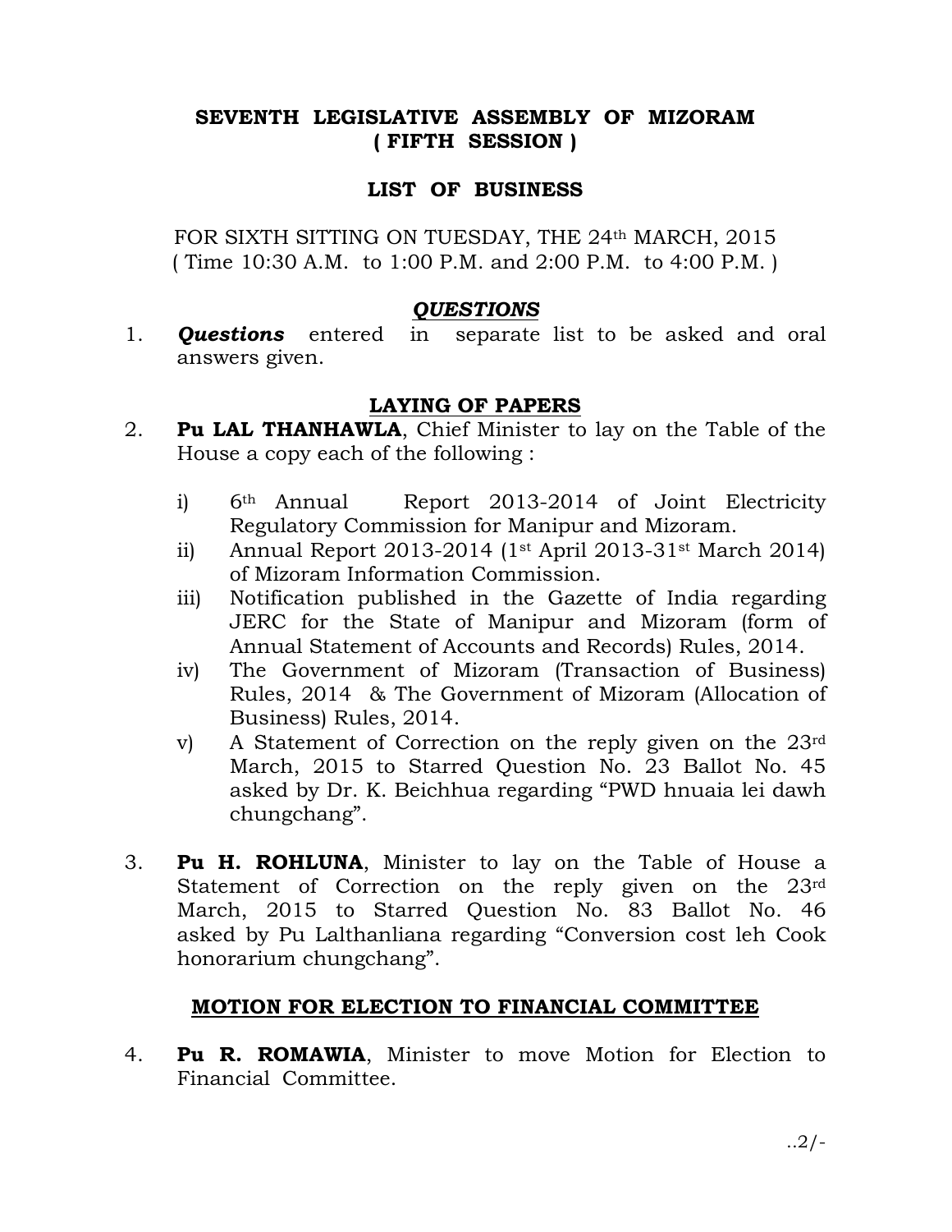# SEVENTH LEGISLATIVE ASSEMBLY OF MIZORAM
## ( FIFTH SESSION )

## LIST OF BUSINESS

FOR SIXTH SITTING ON TUESDAY, THE 24th MARCH, 2015
( Time 10:30 A.M. to 1:00 P.M. and 2:00 P.M. to 4:00 P.M. )

### ***QUESTIONS***

1. ***Questions*** entered in separate list to be asked and oral answers given.

### LAYING OF PAPERS

2. **Pu LAL THANHAWLA**, Chief Minister to lay on the Table of the House a copy each of the following :

   i) 6th Annual Report 2013-2014 of Joint Electricity Regulatory Commission for Manipur and Mizoram.
   
   ii) Annual Report 2013-2014 (1st April 2013-31st March 2014) of Mizoram Information Commission.
   
   iii) Notification published in the Gazette of India regarding JERC for the State of Manipur and Mizoram (form of Annual Statement of Accounts and Records) Rules, 2014.
   
   iv) The Government of Mizoram (Transaction of Business) Rules, 2014 & The Government of Mizoram (Allocation of Business) Rules, 2014.
   
   v) A Statement of Correction on the reply given on the 23rd March, 2015 to Starred Question No. 23 Ballot No. 45 asked by Dr. K. Beichhua regarding "PWD hnuaia lei dawh chungchang".

3. **Pu H. ROHLUNA**, Minister to lay on the Table of House a Statement of Correction on the reply given on the 23rd March, 2015 to Starred Question No. 83 Ballot No. 46 asked by Pu Lalthanliana regarding "Conversion cost leh Cook honorarium chungchang".

### MOTION FOR ELECTION TO FINANCIAL COMMITTEE

4. **Pu R. ROMAWIA**, Minister to move Motion for Election to Financial Committee.

..2/-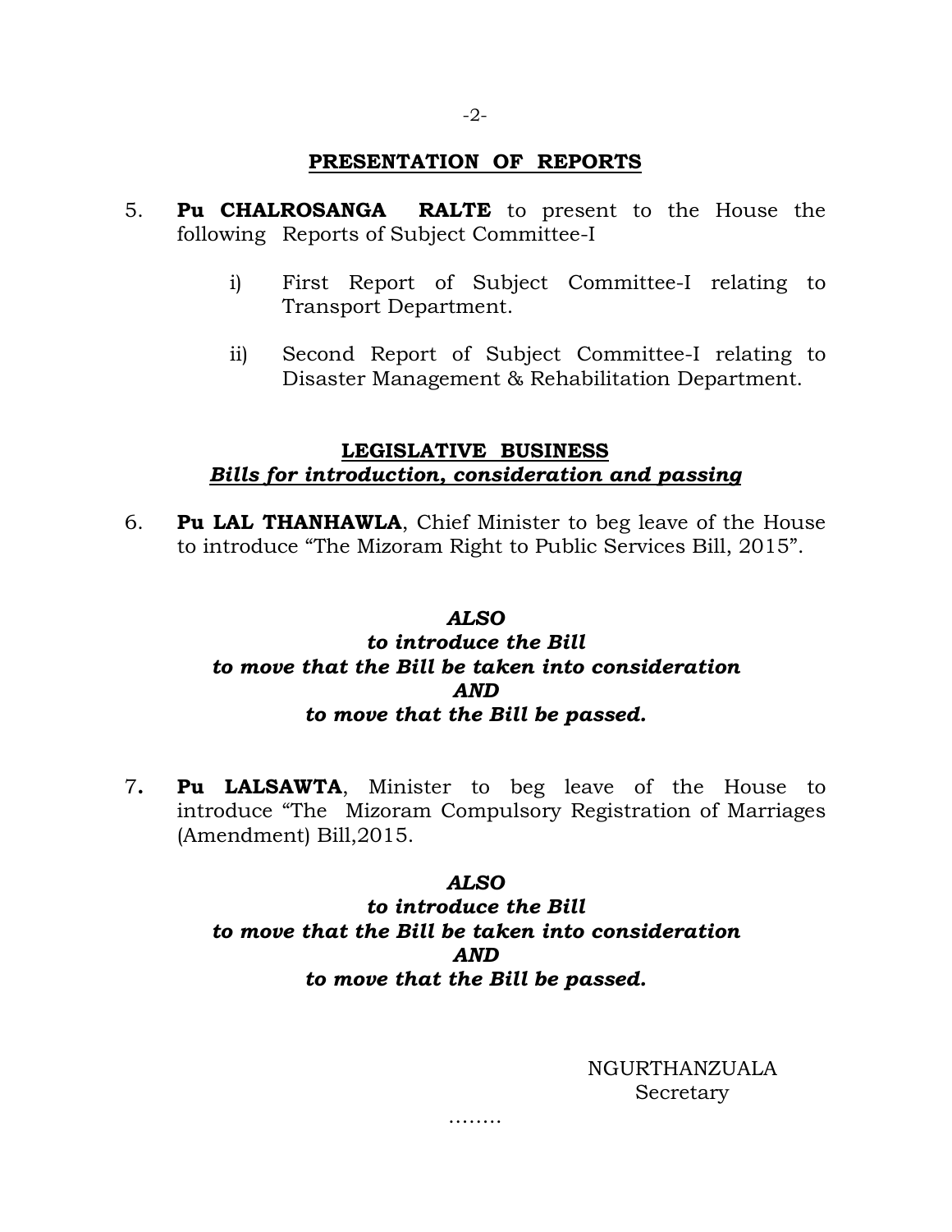## PRESENTATION OF REPORTS

5. **Pu CHALROSANGA RALTE** to present to the House the following Reports of Subject Committee-I

   i) First Report of Subject Committee-I relating to Transport Department.

   ii) Second Report of Subject Committee-I relating to Disaster Management & Rehabilitation Department.

## LEGISLATIVE BUSINESS

### *Bills for introduction, consideration and passing*

6. **Pu LAL THANHAWLA**, Chief Minister to beg leave of the House to introduce "The Mizoram Right to Public Services Bill, 2015".

***ALSO***
***to introduce the Bill***
***to move that the Bill be taken into consideration***
***AND***
***to move that the Bill be passed.***

7. **Pu LALSAWTA**, Minister to beg leave of the House to introduce "The Mizoram Compulsory Registration of Marriages (Amendment) Bill,2015.

***ALSO***
***to introduce the Bill***
***to move that the Bill be taken into consideration***
***AND***
***to move that the Bill be passed.***

NGURTHANZUALA
Secretary

……..